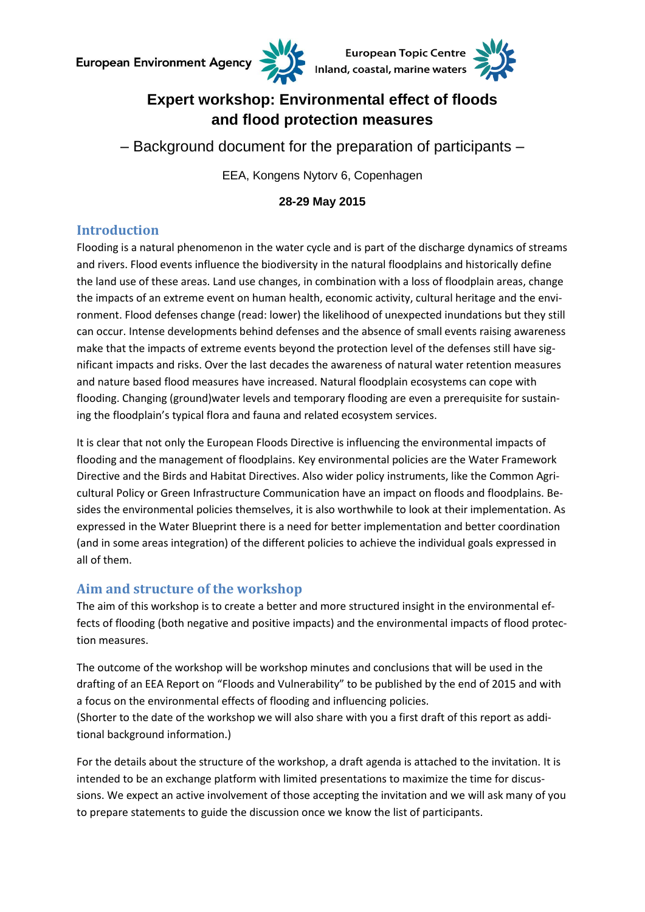European Environment Agency

European Topic Centre
Inland, coastal, marine waters

# Expert workshop: Environmental effect of floods and flood protection measures

– Background document for the preparation of participants –

EEA, Kongens Nytorv 6, Copenhagen

**28-29 May 2015**

## Introduction

Flooding is a natural phenomenon in the water cycle and is part of the discharge dynamics of streams and rivers. Flood events influence the biodiversity in the natural floodplains and historically define the land use of these areas. Land use changes, in combination with a loss of floodplain areas, change the impacts of an extreme event on human health, economic activity, cultural heritage and the environment. Flood defenses change (read: lower) the likelihood of unexpected inundations but they still can occur. Intense developments behind defenses and the absence of small events raising awareness make that the impacts of extreme events beyond the protection level of the defenses still have significant impacts and risks. Over the last decades the awareness of natural water retention measures and nature based flood measures have increased. Natural floodplain ecosystems can cope with flooding. Changing (ground)water levels and temporary flooding are even a prerequisite for sustaining the floodplain's typical flora and fauna and related ecosystem services.

It is clear that not only the European Floods Directive is influencing the environmental impacts of flooding and the management of floodplains. Key environmental policies are the Water Framework Directive and the Birds and Habitat Directives. Also wider policy instruments, like the Common Agricultural Policy or Green Infrastructure Communication have an impact on floods and floodplains. Besides the environmental policies themselves, it is also worthwhile to look at their implementation. As expressed in the Water Blueprint there is a need for better implementation and better coordination (and in some areas integration) of the different policies to achieve the individual goals expressed in all of them.

## Aim and structure of the workshop

The aim of this workshop is to create a better and more structured insight in the environmental effects of flooding (both negative and positive impacts) and the environmental impacts of flood protection measures.

The outcome of the workshop will be workshop minutes and conclusions that will be used in the drafting of an EEA Report on "Floods and Vulnerability" to be published by the end of 2015 and with a focus on the environmental effects of flooding and influencing policies.
(Shorter to the date of the workshop we will also share with you a first draft of this report as additional background information.)

For the details about the structure of the workshop, a draft agenda is attached to the invitation. It is intended to be an exchange platform with limited presentations to maximize the time for discussions. We expect an active involvement of those accepting the invitation and we will ask many of you to prepare statements to guide the discussion once we know the list of participants.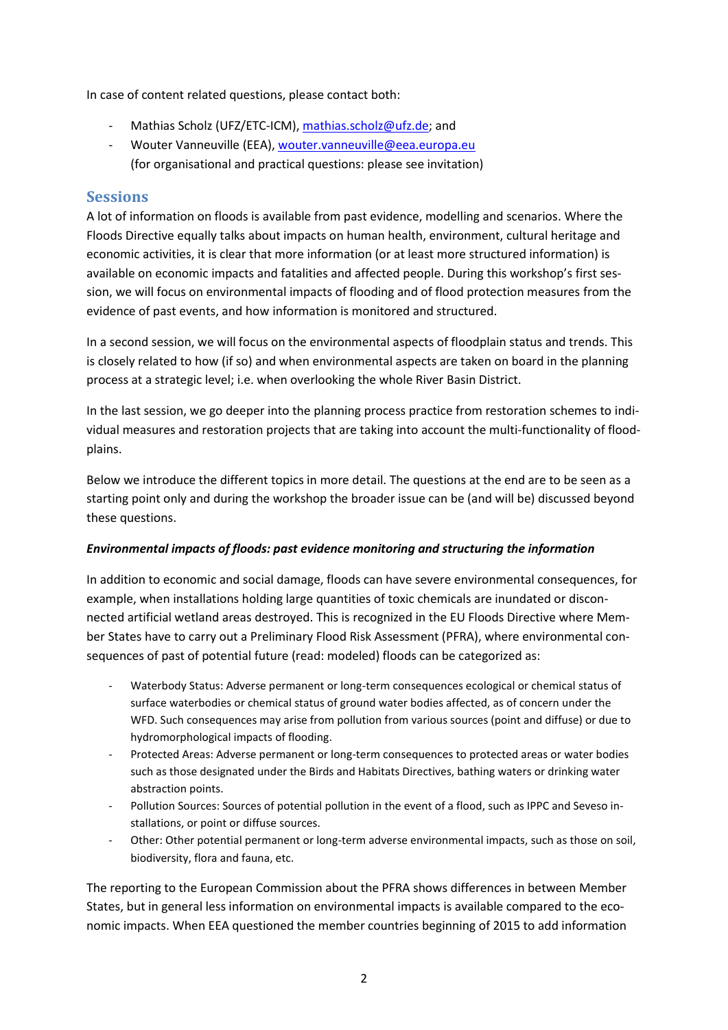In case of content related questions, please contact both:

- Mathias Scholz (UFZ/ETC-ICM), mathias.scholz@ufz.de; and
- Wouter Vanneuville (EEA), wouter.vanneuville@eea.europa.eu
  (for organisational and practical questions: please see invitation)

## Sessions

A lot of information on floods is available from past evidence, modelling and scenarios. Where the Floods Directive equally talks about impacts on human health, environment, cultural heritage and economic activities, it is clear that more information (or at least more structured information) is available on economic impacts and fatalities and affected people. During this workshop's first session, we will focus on environmental impacts of flooding and of flood protection measures from the evidence of past events, and how information is monitored and structured.

In a second session, we will focus on the environmental aspects of floodplain status and trends. This is closely related to how (if so) and when environmental aspects are taken on board in the planning process at a strategic level; i.e. when overlooking the whole River Basin District.

In the last session, we go deeper into the planning process practice from restoration schemes to individual measures and restoration projects that are taking into account the multi-functionality of floodplains.

Below we introduce the different topics in more detail. The questions at the end are to be seen as a starting point only and during the workshop the broader issue can be (and will be) discussed beyond these questions.

### *Environmental impacts of floods: past evidence monitoring and structuring the information*

In addition to economic and social damage, floods can have severe environmental consequences, for example, when installations holding large quantities of toxic chemicals are inundated or disconnected artificial wetland areas destroyed. This is recognized in the EU Floods Directive where Member States have to carry out a Preliminary Flood Risk Assessment (PFRA), where environmental consequences of past of potential future (read: modeled) floods can be categorized as:

- Waterbody Status: Adverse permanent or long-term consequences ecological or chemical status of surface waterbodies or chemical status of ground water bodies affected, as of concern under the WFD. Such consequences may arise from pollution from various sources (point and diffuse) or due to hydromorphological impacts of flooding.
- Protected Areas: Adverse permanent or long-term consequences to protected areas or water bodies such as those designated under the Birds and Habitats Directives, bathing waters or drinking water abstraction points.
- Pollution Sources: Sources of potential pollution in the event of a flood, such as IPPC and Seveso installations, or point or diffuse sources.
- Other: Other potential permanent or long-term adverse environmental impacts, such as those on soil, biodiversity, flora and fauna, etc.

The reporting to the European Commission about the PFRA shows differences in between Member States, but in general less information on environmental impacts is available compared to the economic impacts. When EEA questioned the member countries beginning of 2015 to add information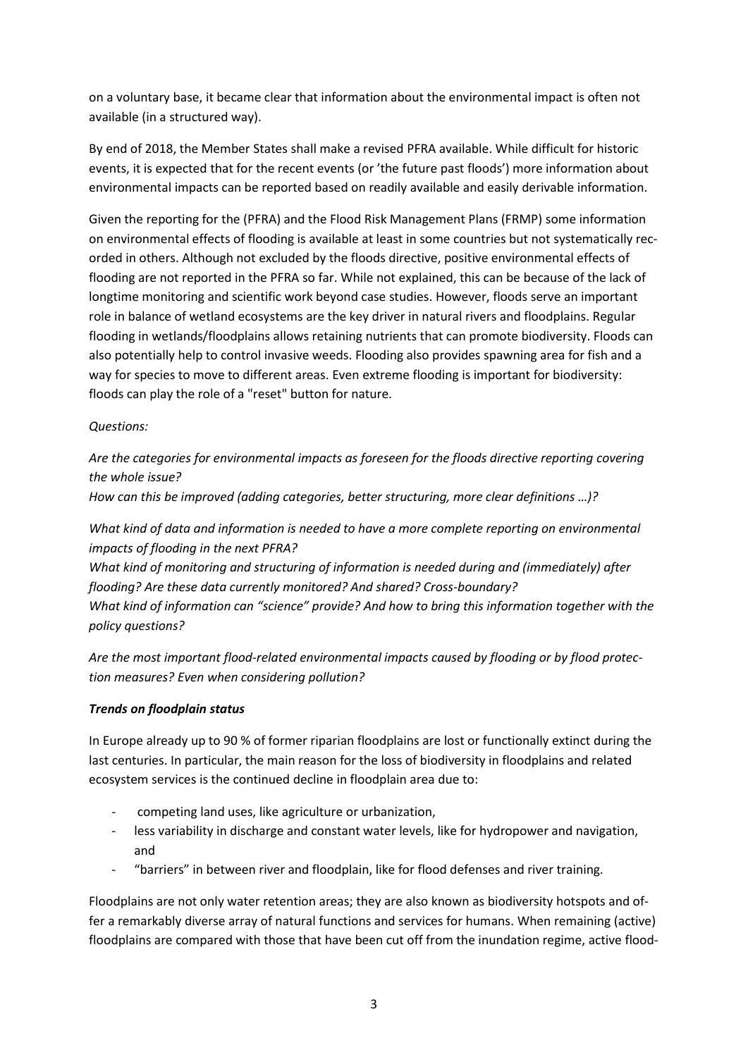on a voluntary base, it became clear that information about the environmental impact is often not available (in a structured way).

By end of 2018, the Member States shall make a revised PFRA available. While difficult for historic events, it is expected that for the recent events (or 'the future past floods') more information about environmental impacts can be reported based on readily available and easily derivable information.

Given the reporting for the (PFRA) and the Flood Risk Management Plans (FRMP) some information on environmental effects of flooding is available at least in some countries but not systematically recorded in others. Although not excluded by the floods directive, positive environmental effects of flooding are not reported in the PFRA so far. While not explained, this can be because of the lack of longtime monitoring and scientific work beyond case studies. However, floods serve an important role in balance of wetland ecosystems are the key driver in natural rivers and floodplains. Regular flooding in wetlands/floodplains allows retaining nutrients that can promote biodiversity. Floods can also potentially help to control invasive weeds. Flooding also provides spawning area for fish and a way for species to move to different areas. Even extreme flooding is important for biodiversity: floods can play the role of a "reset" button for nature.

*Questions:*

*Are the categories for environmental impacts as foreseen for the floods directive reporting covering the whole issue?*
*How can this be improved (adding categories, better structuring, more clear definitions …)?*

*What kind of data and information is needed to have a more complete reporting on environmental impacts of flooding in the next PFRA?*
*What kind of monitoring and structuring of information is needed during and (immediately) after flooding? Are these data currently monitored? And shared? Cross-boundary?*
*What kind of information can "science" provide? And how to bring this information together with the policy questions?*

*Are the most important flood-related environmental impacts caused by flooding or by flood protection measures? Even when considering pollution?*

***Trends on floodplain status***

In Europe already up to 90 % of former riparian floodplains are lost or functionally extinct during the last centuries. In particular, the main reason for the loss of biodiversity in floodplains and related ecosystem services is the continued decline in floodplain area due to:

- competing land uses, like agriculture or urbanization,
- less variability in discharge and constant water levels, like for hydropower and navigation, and
- "barriers" in between river and floodplain, like for flood defenses and river training.

Floodplains are not only water retention areas; they are also known as biodiversity hotspots and offer a remarkably diverse array of natural functions and services for humans. When remaining (active) floodplains are compared with those that have been cut off from the inundation regime, active flood-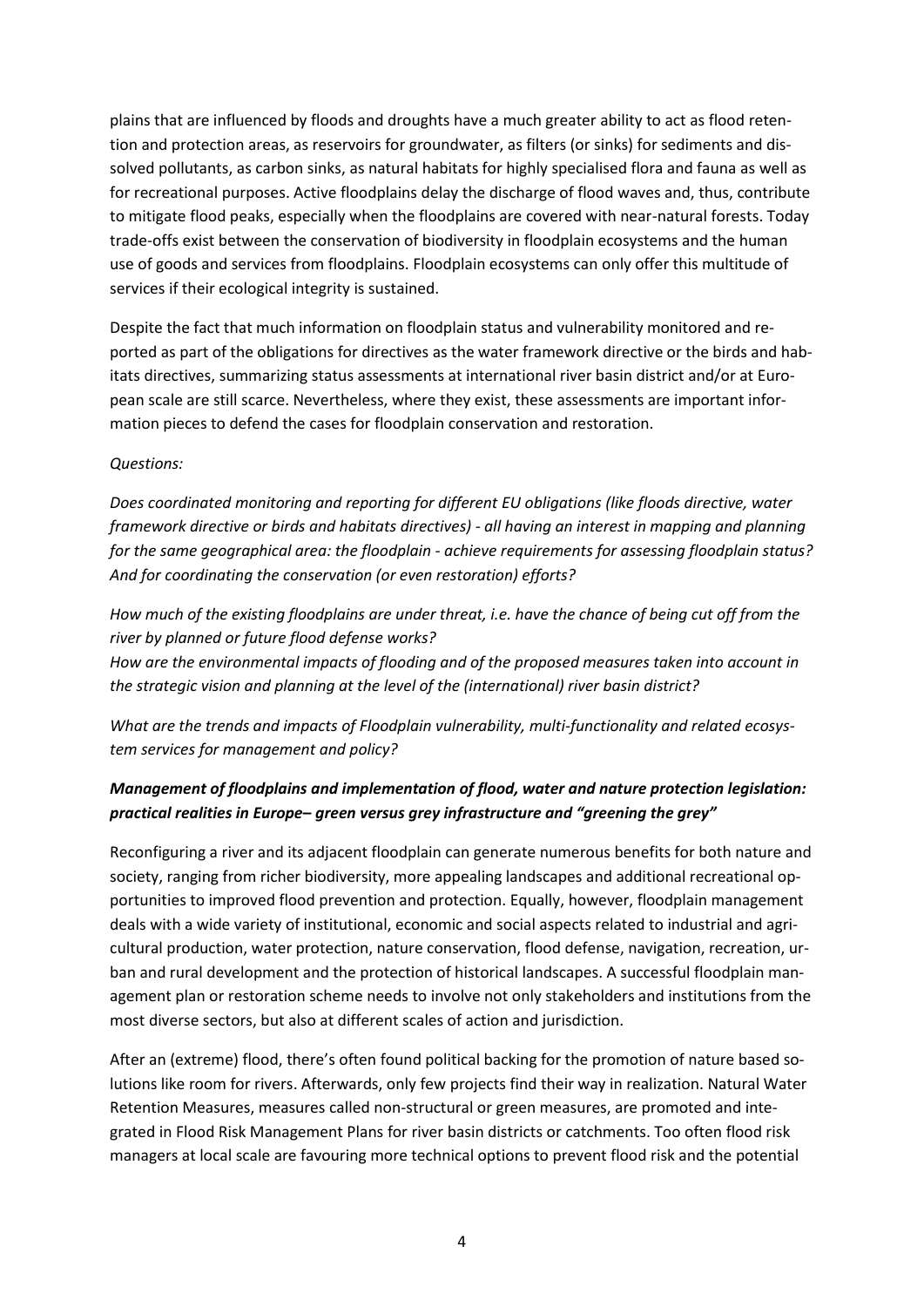plains that are influenced by floods and droughts have a much greater ability to act as flood retention and protection areas, as reservoirs for groundwater, as filters (or sinks) for sediments and dissolved pollutants, as carbon sinks, as natural habitats for highly specialised flora and fauna as well as for recreational purposes. Active floodplains delay the discharge of flood waves and, thus, contribute to mitigate flood peaks, especially when the floodplains are covered with near-natural forests. Today trade-offs exist between the conservation of biodiversity in floodplain ecosystems and the human use of goods and services from floodplains. Floodplain ecosystems can only offer this multitude of services if their ecological integrity is sustained.

Despite the fact that much information on floodplain status and vulnerability monitored and reported as part of the obligations for directives as the water framework directive or the birds and habitats directives, summarizing status assessments at international river basin district and/or at European scale are still scarce. Nevertheless, where they exist, these assessments are important information pieces to defend the cases for floodplain conservation and restoration.

*Questions:*

*Does coordinated monitoring and reporting for different EU obligations (like floods directive, water framework directive or birds and habitats directives) - all having an interest in mapping and planning for the same geographical area: the floodplain - achieve requirements for assessing floodplain status? And for coordinating the conservation (or even restoration) efforts?*

*How much of the existing floodplains are under threat, i.e. have the chance of being cut off from the river by planned or future flood defense works?*
*How are the environmental impacts of flooding and of the proposed measures taken into account in the strategic vision and planning at the level of the (international) river basin district?*

*What are the trends and impacts of Floodplain vulnerability, multi-functionality and related ecosystem services for management and policy?*

### ***Management of floodplains and implementation of flood, water and nature protection legislation: practical realities in Europe– green versus grey infrastructure and "greening the grey"***

Reconfiguring a river and its adjacent floodplain can generate numerous benefits for both nature and society, ranging from richer biodiversity, more appealing landscapes and additional recreational opportunities to improved flood prevention and protection. Equally, however, floodplain management deals with a wide variety of institutional, economic and social aspects related to industrial and agricultural production, water protection, nature conservation, flood defense, navigation, recreation, urban and rural development and the protection of historical landscapes. A successful floodplain management plan or restoration scheme needs to involve not only stakeholders and institutions from the most diverse sectors, but also at different scales of action and jurisdiction.

After an (extreme) flood, there's often found political backing for the promotion of nature based solutions like room for rivers. Afterwards, only few projects find their way in realization. Natural Water Retention Measures, measures called non-structural or green measures, are promoted and integrated in Flood Risk Management Plans for river basin districts or catchments. Too often flood risk managers at local scale are favouring more technical options to prevent flood risk and the potential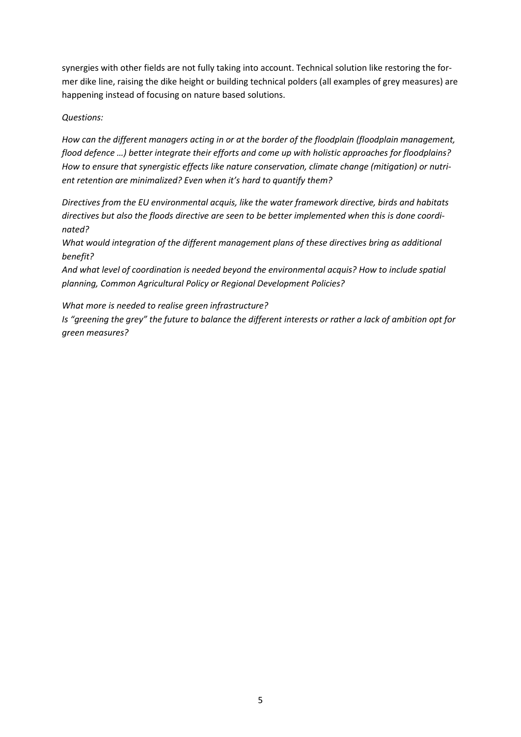synergies with other fields are not fully taking into account. Technical solution like restoring the former dike line, raising the dike height or building technical polders (all examples of grey measures) are happening instead of focusing on nature based solutions.

*Questions:*

*How can the different managers acting in or at the border of the floodplain (floodplain management, flood defence …) better integrate their efforts and come up with holistic approaches for floodplains? How to ensure that synergistic effects like nature conservation, climate change (mitigation) or nutrient retention are minimalized? Even when it's hard to quantify them?*

*Directives from the EU environmental acquis, like the water framework directive, birds and habitats directives but also the floods directive are seen to be better implemented when this is done coordinated?*
*What would integration of the different management plans of these directives bring as additional benefit?*
*And what level of coordination is needed beyond the environmental acquis? How to include spatial planning, Common Agricultural Policy or Regional Development Policies?*

*What more is needed to realise green infrastructure?*
*Is "greening the grey" the future to balance the different interests or rather a lack of ambition opt for green measures?*